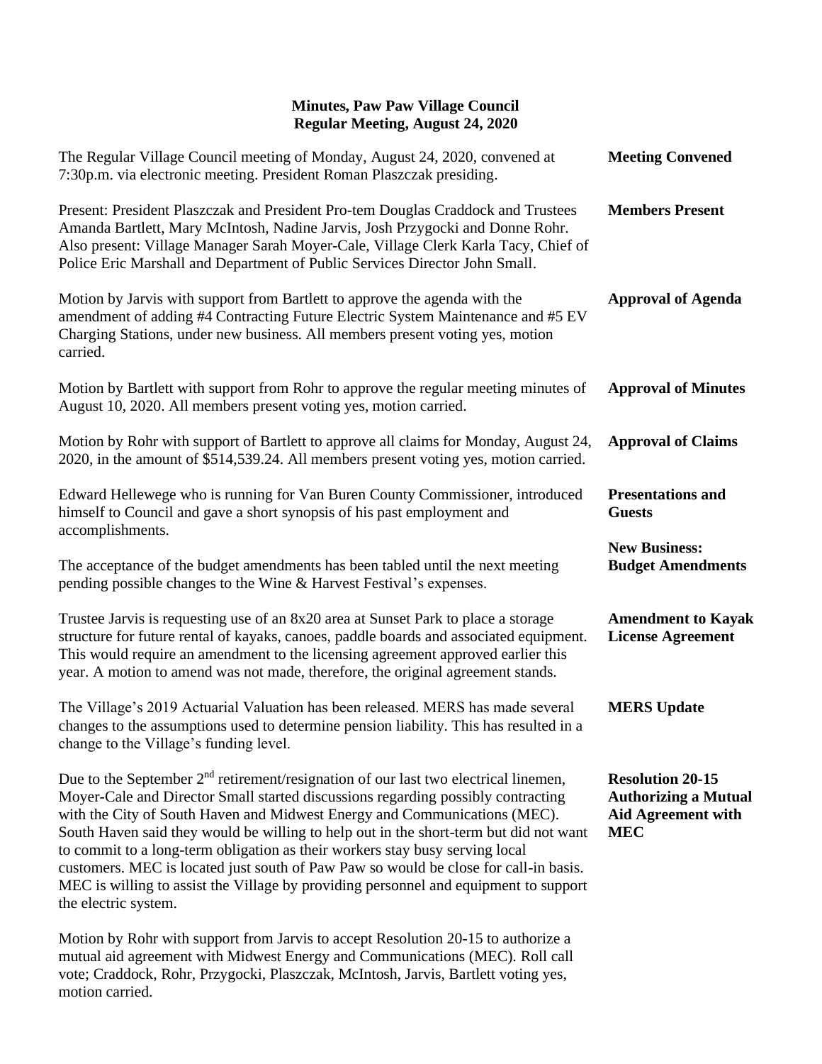# Minutes, Paw Paw Village Council
## Regular Meeting, August 24, 2020

**Meeting Convened**

The Regular Village Council meeting of Monday, August 24, 2020, convened at 7:30p.m. via electronic meeting. President Roman Plaszczak presiding.

**Members Present**

Present: President Plaszczak and President Pro-tem Douglas Craddock and Trustees Amanda Bartlett, Mary McIntosh, Nadine Jarvis, Josh Przygocki and Donne Rohr. Also present: Village Manager Sarah Moyer-Cale, Village Clerk Karla Tacy, Chief of Police Eric Marshall and Department of Public Services Director John Small.

**Approval of Agenda**

Motion by Jarvis with support from Bartlett to approve the agenda with the amendment of adding #4 Contracting Future Electric System Maintenance and #5 EV Charging Stations, under new business. All members present voting yes, motion carried.

**Approval of Minutes**

Motion by Bartlett with support from Rohr to approve the regular meeting minutes of August 10, 2020. All members present voting yes, motion carried.

**Approval of Claims**

Motion by Rohr with support of Bartlett to approve all claims for Monday, August 24, 2020, in the amount of $514,539.24. All members present voting yes, motion carried.

**Presentations and Guests**

Edward Hellewege who is running for Van Buren County Commissioner, introduced himself to Council and gave a short synopsis of his past employment and accomplishments.

**New Business: Budget Amendments**

The acceptance of the budget amendments has been tabled until the next meeting pending possible changes to the Wine & Harvest Festival's expenses.

**Amendment to Kayak License Agreement**

Trustee Jarvis is requesting use of an 8x20 area at Sunset Park to place a storage structure for future rental of kayaks, canoes, paddle boards and associated equipment. This would require an amendment to the licensing agreement approved earlier this year. A motion to amend was not made, therefore, the original agreement stands.

**MERS Update**

The Village's 2019 Actuarial Valuation has been released. MERS has made several changes to the assumptions used to determine pension liability. This has resulted in a change to the Village's funding level.

**Resolution 20-15 Authorizing a Mutual Aid Agreement with MEC**

Due to the September 2nd retirement/resignation of our last two electrical linemen, Moyer-Cale and Director Small started discussions regarding possibly contracting with the City of South Haven and Midwest Energy and Communications (MEC). South Haven said they would be willing to help out in the short-term but did not want to commit to a long-term obligation as their workers stay busy serving local customers. MEC is located just south of Paw Paw so would be close for call-in basis. MEC is willing to assist the Village by providing personnel and equipment to support the electric system.

Motion by Rohr with support from Jarvis to accept Resolution 20-15 to authorize a mutual aid agreement with Midwest Energy and Communications (MEC). Roll call vote; Craddock, Rohr, Przygocki, Plaszczak, McIntosh, Jarvis, Bartlett voting yes, motion carried.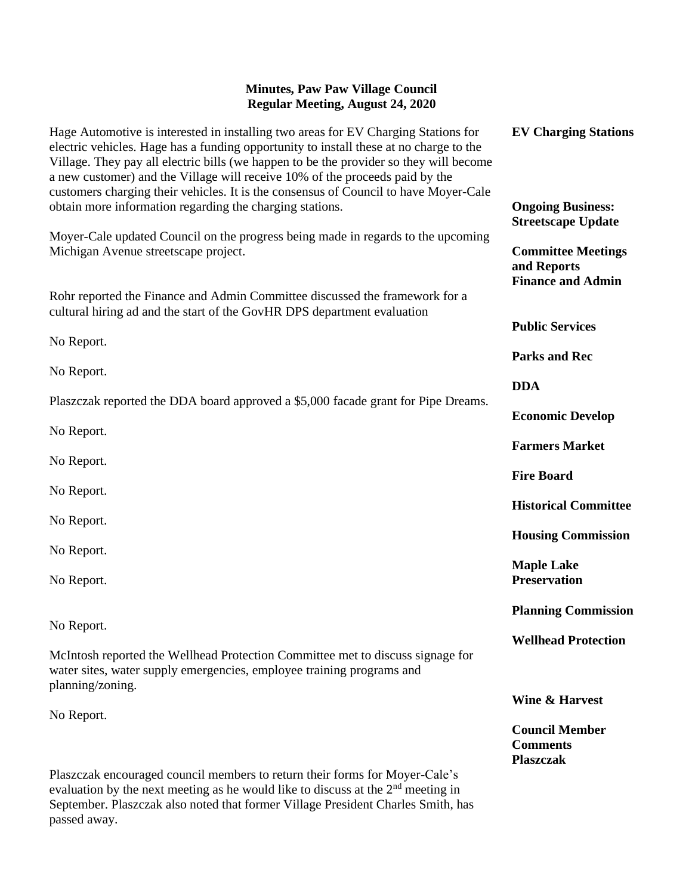**Minutes, Paw Paw Village Council**
**Regular Meeting, August 24, 2020**

**EV Charging Stations**

Hage Automotive is interested in installing two areas for EV Charging Stations for electric vehicles. Hage has a funding opportunity to install these at no charge to the Village. They pay all electric bills (we happen to be the provider so they will become a new customer) and the Village will receive 10% of the proceeds paid by the customers charging their vehicles. It is the consensus of Council to have Moyer-Cale obtain more information regarding the charging stations.

**Ongoing Business: Streetscape Update**

Moyer-Cale updated Council on the progress being made in regards to the upcoming Michigan Avenue streetscape project.

**Committee Meetings and Reports**

**Finance and Admin**

Rohr reported the Finance and Admin Committee discussed the framework for a cultural hiring ad and the start of the GovHR DPS department evaluation

**Public Services**

No Report.

**Parks and Rec**

No Report.

**DDA**

Plaszczak reported the DDA board approved a $5,000 facade grant for Pipe Dreams.

**Economic Develop**

No Report.

**Farmers Market**

No Report.

**Fire Board**

No Report.

**Historical Committee**

No Report.

**Housing Commission**

No Report.

**Maple Lake Preservation**

No Report.

**Planning Commission**

No Report.

**Wellhead Protection**

McIntosh reported the Wellhead Protection Committee met to discuss signage for water sites, water supply emergencies, employee training programs and planning/zoning.

**Wine & Harvest**

No Report.

**Council Member Comments**

**Plaszczak**

Plaszczak encouraged council members to return their forms for Moyer-Cale's evaluation by the next meeting as he would like to discuss at the 2nd meeting in September. Plaszczak also noted that former Village President Charles Smith, has passed away.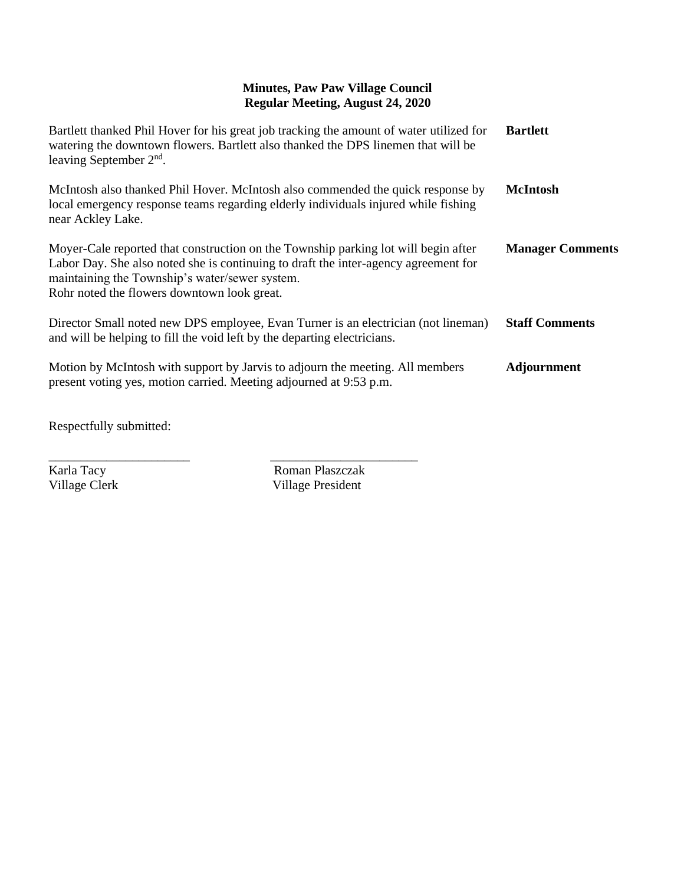**Minutes, Paw Paw Village Council**
**Regular Meeting, August 24, 2020**

| | |
|---|---|
| Bartlett thanked Phil Hover for his great job tracking the amount of water utilized for watering the downtown flowers. Bartlett also thanked the DPS linemen that will be leaving September 2nd. | **Bartlett** |
| McIntosh also thanked Phil Hover. McIntosh also commended the quick response by local emergency response teams regarding elderly individuals injured while fishing near Ackley Lake. | **McIntosh** |
| Moyer-Cale reported that construction on the Township parking lot will begin after Labor Day. She also noted she is continuing to draft the inter-agency agreement for maintaining the Township's water/sewer system. Rohr noted the flowers downtown look great. | **Manager Comments** |
| Director Small noted new DPS employee, Evan Turner is an electrician (not lineman) and will be helping to fill the void left by the departing electricians. | **Staff Comments** |
| Motion by McIntosh with support by Jarvis to adjourn the meeting. All members present voting yes, motion carried. Meeting adjourned at 9:53 p.m. | **Adjournment** |

Respectfully submitted:

| | |
|---|---|
| ______________________ | ______________________ |
| Karla Tacy | Roman Plaszczak |
| Village Clerk | Village President |